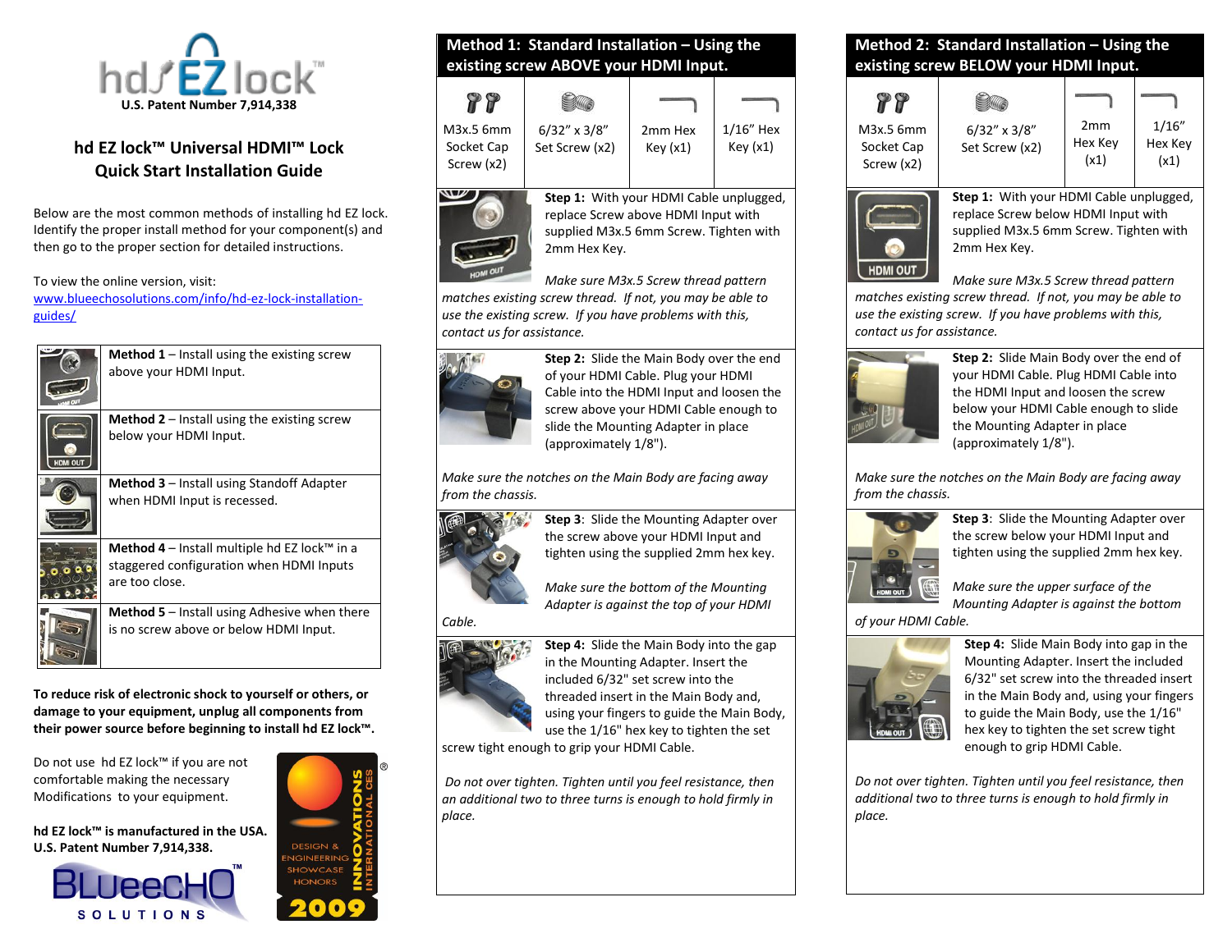hd EZ lock™

U.S. Patent Number 7,914,338

## hd EZ lock™ Universal HDMI™ Lock
## Quick Start Installation Guide

Below are the most common methods of installing hd EZ lock. Identify the proper install method for your component(s) and then go to the proper section for detailed instructions.

To view the online version, visit: [www.blueechosolutions.com/info/hd-ez-lock-installation-guides/](www.blueechosolutions.com/info/hd-ez-lock-installation-guides/)

| | |
|---|---|
| | **Method 1** – Install using the existing screw above your HDMI Input. |
| | **Method 2** – Install using the existing screw below your HDMI Input. |
| | **Method 3** – Install using Standoff Adapter when HDMI Input is recessed. |
| | **Method 4** – Install multiple hd EZ lock™ in a staggered configuration when HDMI Inputs are too close. |
| | **Method 5** – Install using Adhesive when there is no screw above or below HDMI Input. |

**To reduce risk of electronic shock to yourself or others, or damage to your equipment, unplug all components from their power source before beginning to install hd EZ lock™.**

Do not use hd EZ lock™ if you are not comfortable making the necessary Modifications to your equipment.

**hd EZ lock™ is manufactured in the USA.**
**U.S. Patent Number 7,914,338.**

BLUeECHO SOLUTIONS

DESIGN & ENGINEERING SHOWCASE HONORS 2009 INNOVATIONS INTERNATIONAL CES

## Method 1: Standard Installation – Using the existing screw ABOVE your HDMI Input.

| M3x.5 6mm Socket Cap Screw (x2) | 6/32" x 3/8" Set Screw (x2) | 2mm Hex Key (x1) | 1/16" Hex Key (x1) |
|---|---|---|---|

**Step 1:** With your HDMI Cable unplugged, replace Screw above HDMI Input with supplied M3x.5 6mm Screw. Tighten with 2mm Hex Key.

*Make sure M3x.5 Screw thread pattern matches existing screw thread. If not, you may be able to use the existing screw. If you have problems with this, contact us for assistance.*

**Step 2:** Slide the Main Body over the end of your HDMI Cable. Plug your HDMI Cable into the HDMI Input and loosen the screw above your HDMI Cable enough to slide the Mounting Adapter in place (approximately 1/8").

*Make sure the notches on the Main Body are facing away from the chassis.*

**Step 3**: Slide the Mounting Adapter over the screw above your HDMI Input and tighten using the supplied 2mm hex key.

*Make sure the bottom of the Mounting Adapter is against the top of your HDMI Cable.*

**Step 4:** Slide the Main Body into the gap in the Mounting Adapter. Insert the included 6/32" set screw into the threaded insert in the Main Body and, using your fingers to guide the Main Body, use the 1/16" hex key to tighten the set screw tight enough to grip your HDMI Cable.

*Do not over tighten. Tighten until you feel resistance, then an additional two to three turns is enough to hold firmly in place.*

## Method 2: Standard Installation – Using the existing screw BELOW your HDMI Input.

| M3x.5 6mm Socket Cap Screw (x2) | 6/32" x 3/8" Set Screw (x2) | 2mm Hex Key (x1) | 1/16" Hex Key (x1) |
|---|---|---|---|

**Step 1:** With your HDMI Cable unplugged, replace Screw below HDMI Input with supplied M3x.5 6mm Screw. Tighten with 2mm Hex Key.

*Make sure M3x.5 Screw thread pattern matches existing screw thread. If not, you may be able to use the existing screw. If you have problems with this, contact us for assistance.*

**Step 2:** Slide Main Body over the end of your HDMI Cable. Plug HDMI Cable into the HDMI Input and loosen the screw below your HDMI Cable enough to slide the Mounting Adapter in place (approximately 1/8").

*Make sure the notches on the Main Body are facing away from the chassis.*

**Step 3**: Slide the Mounting Adapter over the screw below your HDMI Input and tighten using the supplied 2mm hex key.

*Make sure the upper surface of the Mounting Adapter is against the bottom of your HDMI Cable.*

**Step 4:** Slide Main Body into gap in the Mounting Adapter. Insert the included 6/32" set screw into the threaded insert in the Main Body and, using your fingers to guide the Main Body, use the 1/16" hex key to tighten the set screw tight enough to grip HDMI Cable.

*Do not over tighten. Tighten until you feel resistance, then additional two to three turns is enough to hold firmly in place.*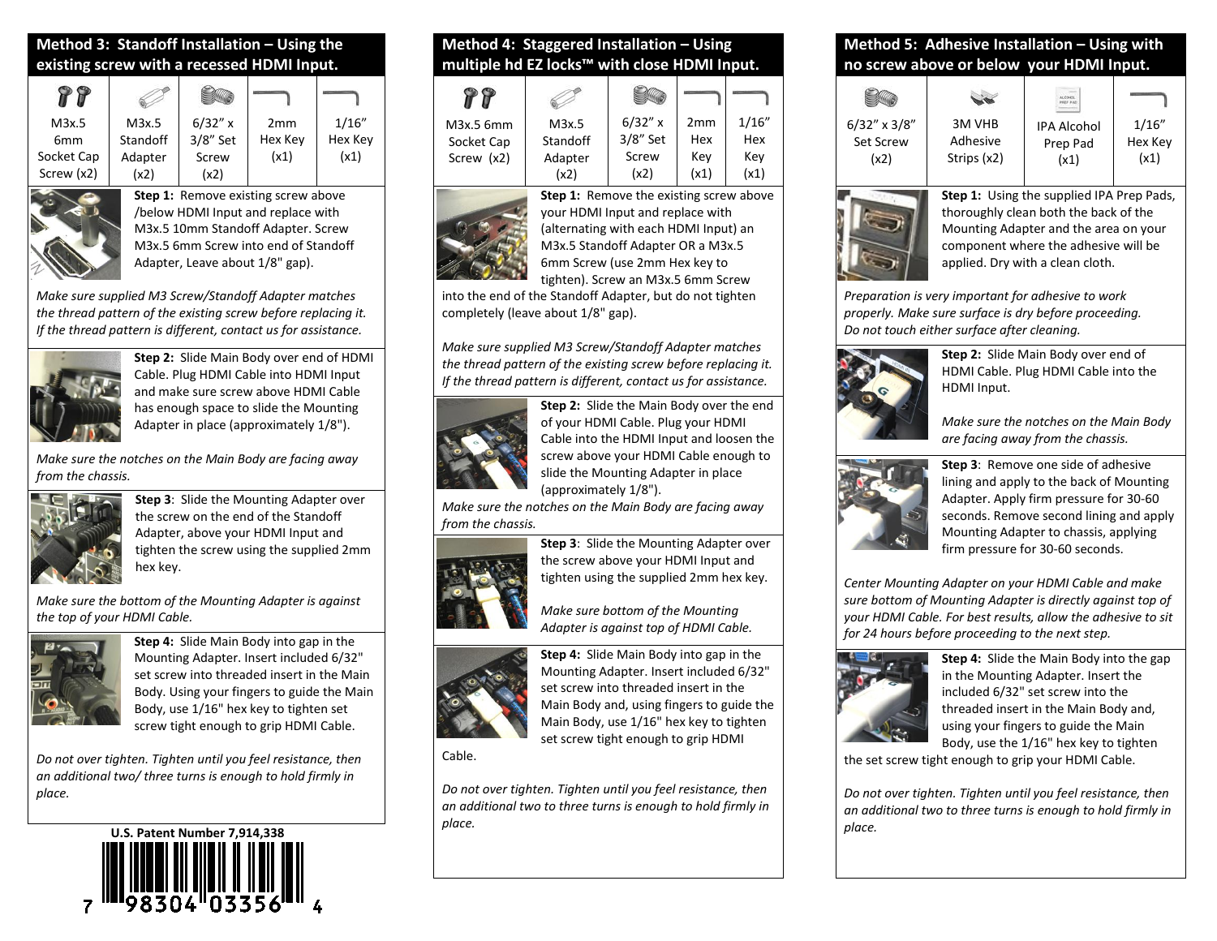## Method 3: Standoff Installation – Using the existing screw with a recessed HDMI Input.

| M3x.5 6mm Socket Cap Screw (x2) | M3x.5 Standoff Adapter (x2) | 6/32" x 3/8" Set Screw (x2) | 2mm Hex Key (x1) | 1/16" Hex Key (x1) |
| --- | --- | --- | --- | --- |

**Step 1:** Remove existing screw above /below HDMI Input and replace with M3x.5 10mm Standoff Adapter. Screw M3x.5 6mm Screw into end of Standoff Adapter, Leave about 1/8" gap).

*Make sure supplied M3 Screw/Standoff Adapter matches the thread pattern of the existing screw before replacing it. If the thread pattern is different, contact us for assistance.*

**Step 2:** Slide Main Body over end of HDMI Cable. Plug HDMI Cable into HDMI Input and make sure screw above HDMI Cable has enough space to slide the Mounting Adapter in place (approximately 1/8").

*Make sure the notches on the Main Body are facing away from the chassis.*

**Step 3**: Slide the Mounting Adapter over the screw on the end of the Standoff Adapter, above your HDMI Input and tighten the screw using the supplied 2mm hex key.

*Make sure the bottom of the Mounting Adapter is against the top of your HDMI Cable.*

**Step 4:** Slide Main Body into gap in the Mounting Adapter. Insert included 6/32" set screw into threaded insert in the Main Body. Using your fingers to guide the Main Body, use 1/16" hex key to tighten set screw tight enough to grip HDMI Cable.

*Do not over tighten. Tighten until you feel resistance, then an additional two/ three turns is enough to hold firmly in place.*

**U.S. Patent Number 7,914,338**

7 98304 03356 4

## Method 4: Staggered Installation – Using multiple hd EZ locks™ with close HDMI Input.

| M3x.5 6mm Socket Cap Screw (x2) | M3x.5 Standoff Adapter (x2) | 6/32" x 3/8" Set Screw (x2) | 2mm Hex Key (x1) | 1/16" Hex Key (x1) |
| --- | --- | --- | --- | --- |

**Step 1:** Remove the existing screw above your HDMI Input and replace with (alternating with each HDMI Input) an M3x.5 Standoff Adapter OR a M3x.5 6mm Screw (use 2mm Hex key to tighten). Screw an M3x.5 6mm Screw into the end of the Standoff Adapter, but do not tighten completely (leave about 1/8" gap).

*Make sure supplied M3 Screw/Standoff Adapter matches the thread pattern of the existing screw before replacing it. If the thread pattern is different, contact us for assistance.*

**Step 2:** Slide the Main Body over the end of your HDMI Cable. Plug your HDMI Cable into the HDMI Input and loosen the screw above your HDMI Cable enough to slide the Mounting Adapter in place (approximately 1/8").

*Make sure the notches on the Main Body are facing away from the chassis.*

**Step 3**: Slide the Mounting Adapter over the screw above your HDMI Input and tighten using the supplied 2mm hex key.

*Make sure bottom of the Mounting Adapter is against top of HDMI Cable.*

**Step 4:** Slide Main Body into gap in the Mounting Adapter. Insert included 6/32" set screw into threaded insert in the Main Body and, using fingers to guide the Main Body, use 1/16" hex key to tighten set screw tight enough to grip HDMI Cable.

*Do not over tighten. Tighten until you feel resistance, then an additional two to three turns is enough to hold firmly in place.*

## Method 5: Adhesive Installation – Using with no screw above or below your HDMI Input.

| 6/32" x 3/8" Set Screw (x2) | 3M VHB Adhesive Strips (x2) | IPA Alcohol Prep Pad (x1) | 1/16" Hex Key (x1) |
| --- | --- | --- | --- |

**Step 1:** Using the supplied IPA Prep Pads, thoroughly clean both the back of the Mounting Adapter and the area on your component where the adhesive will be applied. Dry with a clean cloth.

*Preparation is very important for adhesive to work properly. Make sure surface is dry before proceeding. Do not touch either surface after cleaning.*

**Step 2:** Slide Main Body over end of HDMI Cable. Plug HDMI Cable into the HDMI Input.

*Make sure the notches on the Main Body are facing away from the chassis.*

**Step 3**: Remove one side of adhesive lining and apply to the back of Mounting Adapter. Apply firm pressure for 30-60 seconds. Remove second lining and apply Mounting Adapter to chassis, applying firm pressure for 30-60 seconds.

*Center Mounting Adapter on your HDMI Cable and make sure bottom of Mounting Adapter is directly against top of your HDMI Cable. For best results, allow the adhesive to sit for 24 hours before proceeding to the next step.*

**Step 4:** Slide the Main Body into the gap in the Mounting Adapter. Insert the included 6/32" set screw into the threaded insert in the Main Body and, using your fingers to guide the Main Body, use the 1/16" hex key to tighten the set screw tight enough to grip your HDMI Cable.

*Do not over tighten. Tighten until you feel resistance, then an additional two to three turns is enough to hold firmly in place.*